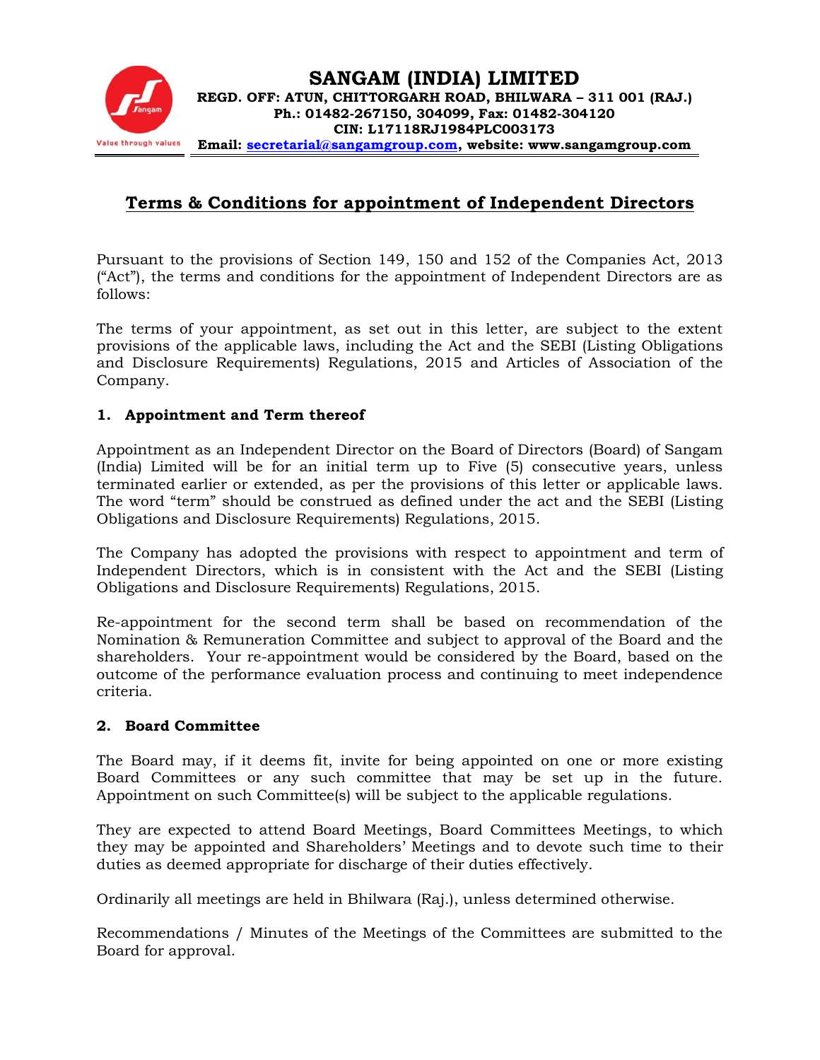# SANGAM (INDIA) LIMITED

**REGD. OFF: ATUN, CHITTORGARH ROAD, BHILWARA – 311 001 (RAJ.)**
**Ph.: 01482-267150, 304099, Fax: 01482-304120**
**CIN: L17118RJ1984PLC003173**
**Email: secretarial@sangamgroup.com, website: www.sangamgroup.com**

Value through values

## Terms & Conditions for appointment of Independent Directors

Pursuant to the provisions of Section 149, 150 and 152 of the Companies Act, 2013 ("Act"), the terms and conditions for the appointment of Independent Directors are as follows:

The terms of your appointment, as set out in this letter, are subject to the extent provisions of the applicable laws, including the Act and the SEBI (Listing Obligations and Disclosure Requirements) Regulations, 2015 and Articles of Association of the Company.

### 1. Appointment and Term thereof

Appointment as an Independent Director on the Board of Directors (Board) of Sangam (India) Limited will be for an initial term up to Five (5) consecutive years, unless terminated earlier or extended, as per the provisions of this letter or applicable laws. The word "term" should be construed as defined under the act and the SEBI (Listing Obligations and Disclosure Requirements) Regulations, 2015.

The Company has adopted the provisions with respect to appointment and term of Independent Directors, which is in consistent with the Act and the SEBI (Listing Obligations and Disclosure Requirements) Regulations, 2015.

Re-appointment for the second term shall be based on recommendation of the Nomination & Remuneration Committee and subject to approval of the Board and the shareholders. Your re-appointment would be considered by the Board, based on the outcome of the performance evaluation process and continuing to meet independence criteria.

### 2. Board Committee

The Board may, if it deems fit, invite for being appointed on one or more existing Board Committees or any such committee that may be set up in the future. Appointment on such Committee(s) will be subject to the applicable regulations.

They are expected to attend Board Meetings, Board Committees Meetings, to which they may be appointed and Shareholders' Meetings and to devote such time to their duties as deemed appropriate for discharge of their duties effectively.

Ordinarily all meetings are held in Bhilwara (Raj.), unless determined otherwise.

Recommendations / Minutes of the Meetings of the Committees are submitted to the Board for approval.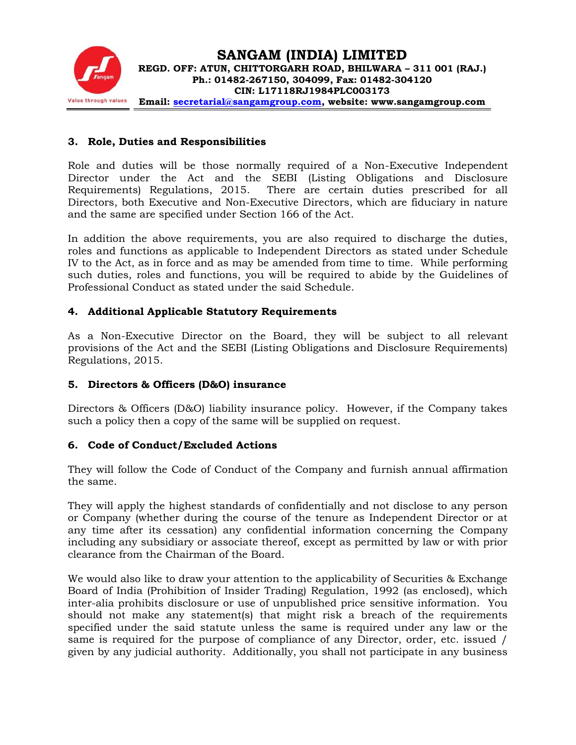### 3. Role, Duties and Responsibilities

Role and duties will be those normally required of a Non-Executive Independent Director under the Act and the SEBI (Listing Obligations and Disclosure Requirements) Regulations, 2015. There are certain duties prescribed for all Directors, both Executive and Non-Executive Directors, which are fiduciary in nature and the same are specified under Section 166 of the Act.

In addition the above requirements, you are also required to discharge the duties, roles and functions as applicable to Independent Directors as stated under Schedule IV to the Act, as in force and as may be amended from time to time. While performing such duties, roles and functions, you will be required to abide by the Guidelines of Professional Conduct as stated under the said Schedule.

### 4. Additional Applicable Statutory Requirements

As a Non-Executive Director on the Board, they will be subject to all relevant provisions of the Act and the SEBI (Listing Obligations and Disclosure Requirements) Regulations, 2015.

### 5. Directors & Officers (D&O) insurance

Directors & Officers (D&O) liability insurance policy. However, if the Company takes such a policy then a copy of the same will be supplied on request.

### 6. Code of Conduct/Excluded Actions

They will follow the Code of Conduct of the Company and furnish annual affirmation the same.

They will apply the highest standards of confidentially and not disclose to any person or Company (whether during the course of the tenure as Independent Director or at any time after its cessation) any confidential information concerning the Company including any subsidiary or associate thereof, except as permitted by law or with prior clearance from the Chairman of the Board.

We would also like to draw your attention to the applicability of Securities & Exchange Board of India (Prohibition of Insider Trading) Regulation, 1992 (as enclosed), which inter-alia prohibits disclosure or use of unpublished price sensitive information. You should not make any statement(s) that might risk a breach of the requirements specified under the said statute unless the same is required under any law or the same is required for the purpose of compliance of any Director, order, etc. issued / given by any judicial authority. Additionally, you shall not participate in any business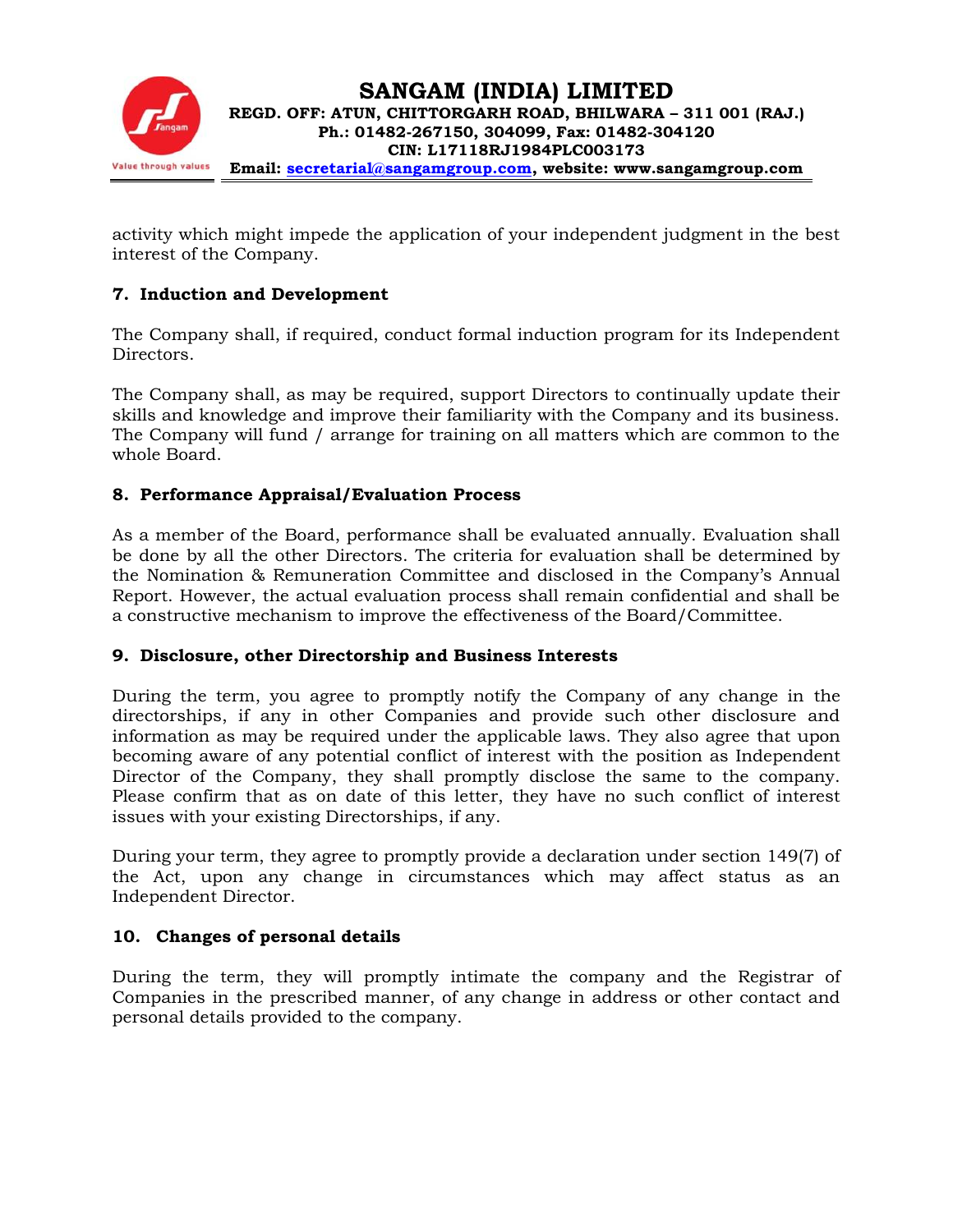activity which might impede the application of your independent judgment in the best interest of the Company.

## 7. Induction and Development

The Company shall, if required, conduct formal induction program for its Independent Directors.

The Company shall, as may be required, support Directors to continually update their skills and knowledge and improve their familiarity with the Company and its business. The Company will fund / arrange for training on all matters which are common to the whole Board.

## 8. Performance Appraisal/Evaluation Process

As a member of the Board, performance shall be evaluated annually. Evaluation shall be done by all the other Directors. The criteria for evaluation shall be determined by the Nomination & Remuneration Committee and disclosed in the Company's Annual Report. However, the actual evaluation process shall remain confidential and shall be a constructive mechanism to improve the effectiveness of the Board/Committee.

## 9. Disclosure, other Directorship and Business Interests

During the term, you agree to promptly notify the Company of any change in the directorships, if any in other Companies and provide such other disclosure and information as may be required under the applicable laws. They also agree that upon becoming aware of any potential conflict of interest with the position as Independent Director of the Company, they shall promptly disclose the same to the company. Please confirm that as on date of this letter, they have no such conflict of interest issues with your existing Directorships, if any.

During your term, they agree to promptly provide a declaration under section 149(7) of the Act, upon any change in circumstances which may affect status as an Independent Director.

## 10. Changes of personal details

During the term, they will promptly intimate the company and the Registrar of Companies in the prescribed manner, of any change in address or other contact and personal details provided to the company.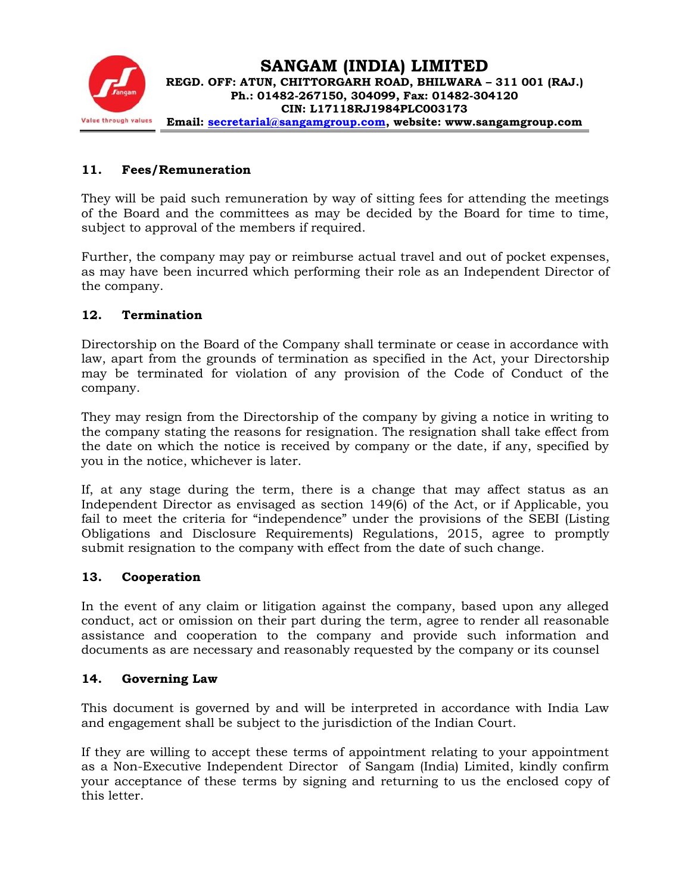## 11. Fees/Remuneration

They will be paid such remuneration by way of sitting fees for attending the meetings of the Board and the committees as may be decided by the Board for time to time, subject to approval of the members if required.

Further, the company may pay or reimburse actual travel and out of pocket expenses, as may have been incurred which performing their role as an Independent Director of the company.

## 12. Termination

Directorship on the Board of the Company shall terminate or cease in accordance with law, apart from the grounds of termination as specified in the Act, your Directorship may be terminated for violation of any provision of the Code of Conduct of the company.

They may resign from the Directorship of the company by giving a notice in writing to the company stating the reasons for resignation. The resignation shall take effect from the date on which the notice is received by company or the date, if any, specified by you in the notice, whichever is later.

If, at any stage during the term, there is a change that may affect status as an Independent Director as envisaged as section 149(6) of the Act, or if Applicable, you fail to meet the criteria for "independence" under the provisions of the SEBI (Listing Obligations and Disclosure Requirements) Regulations, 2015, agree to promptly submit resignation to the company with effect from the date of such change.

## 13. Cooperation

In the event of any claim or litigation against the company, based upon any alleged conduct, act or omission on their part during the term, agree to render all reasonable assistance and cooperation to the company and provide such information and documents as are necessary and reasonably requested by the company or its counsel

## 14. Governing Law

This document is governed by and will be interpreted in accordance with India Law and engagement shall be subject to the jurisdiction of the Indian Court.

If they are willing to accept these terms of appointment relating to your appointment as a Non-Executive Independent Director of Sangam (India) Limited, kindly confirm your acceptance of these terms by signing and returning to us the enclosed copy of this letter.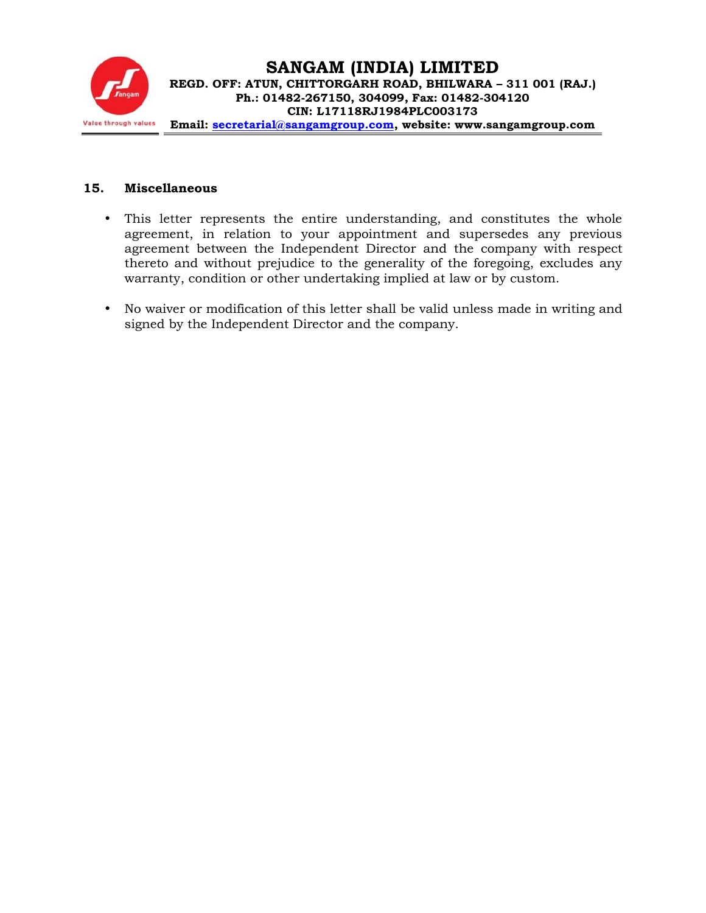## 15. Miscellaneous

- This letter represents the entire understanding, and constitutes the whole agreement, in relation to your appointment and supersedes any previous agreement between the Independent Director and the company with respect thereto and without prejudice to the generality of the foregoing, excludes any warranty, condition or other undertaking implied at law or by custom.

- No waiver or modification of this letter shall be valid unless made in writing and signed by the Independent Director and the company.